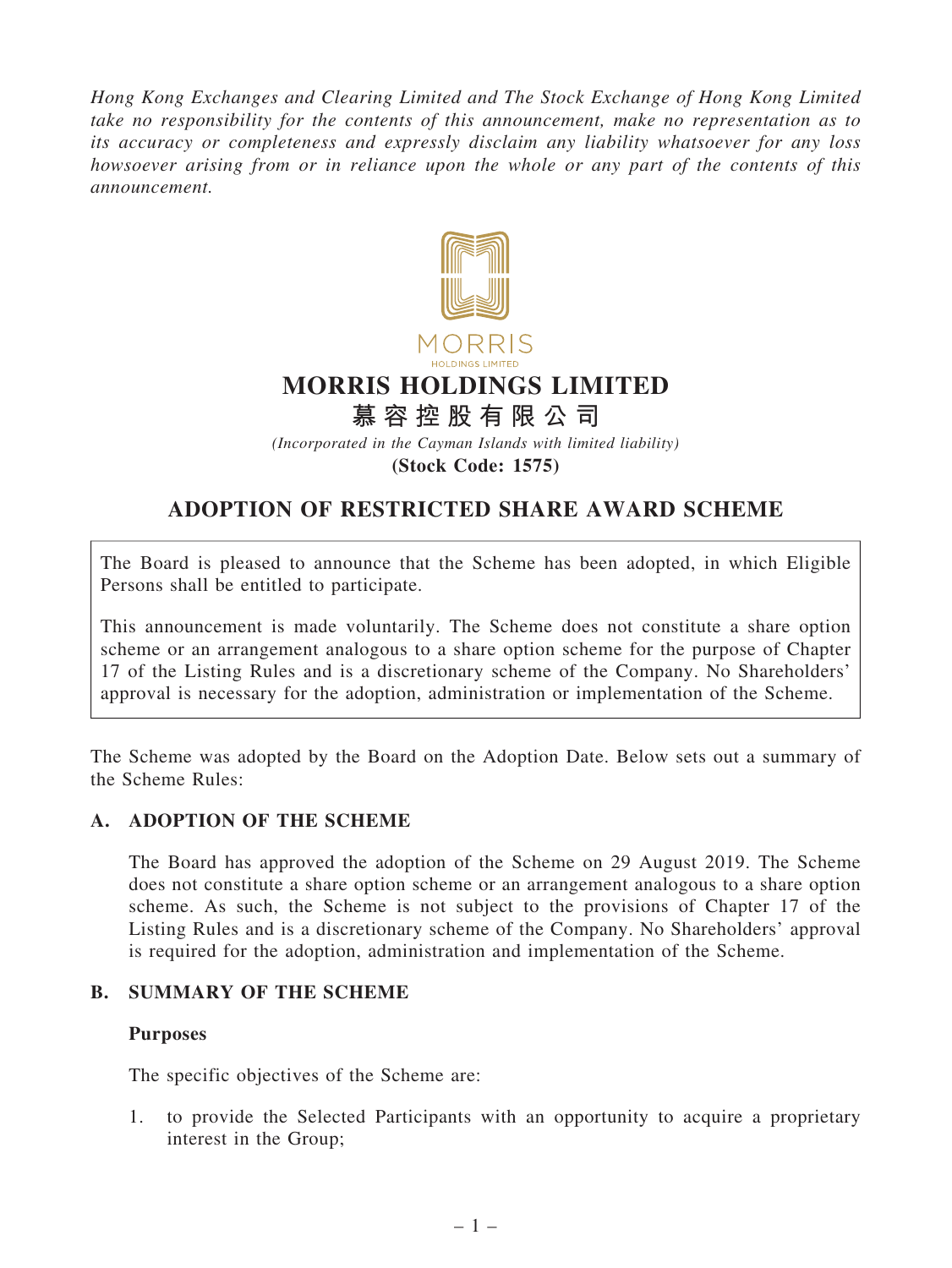*Hong Kong Exchanges and Clearing Limited and The Stock Exchange of Hong Kong Limited take no responsibility for the contents of this announcement, make no representation as to its accuracy or completeness and expressly disclaim any liability whatsoever for any loss howsoever arising from or in reliance upon the whole or any part of the contents of this announcement.*

MORRIS
HOLDINGS LIMITED

# MORRIS HOLDINGS LIMITED
# 慕容控股有限公司

*(Incorporated in the Cayman Islands with limited liability)*
**(Stock Code: 1575)**

## ADOPTION OF RESTRICTED SHARE AWARD SCHEME

The Board is pleased to announce that the Scheme has been adopted, in which Eligible Persons shall be entitled to participate.

This announcement is made voluntarily. The Scheme does not constitute a share option scheme or an arrangement analogous to a share option scheme for the purpose of Chapter 17 of the Listing Rules and is a discretionary scheme of the Company. No Shareholders' approval is necessary for the adoption, administration or implementation of the Scheme.

The Scheme was adopted by the Board on the Adoption Date. Below sets out a summary of the Scheme Rules:

### A. ADOPTION OF THE SCHEME

The Board has approved the adoption of the Scheme on 29 August 2019. The Scheme does not constitute a share option scheme or an arrangement analogous to a share option scheme. As such, the Scheme is not subject to the provisions of Chapter 17 of the Listing Rules and is a discretionary scheme of the Company. No Shareholders' approval is required for the adoption, administration and implementation of the Scheme.

### B. SUMMARY OF THE SCHEME

**Purposes**

The specific objectives of the Scheme are:

1. to provide the Selected Participants with an opportunity to acquire a proprietary interest in the Group;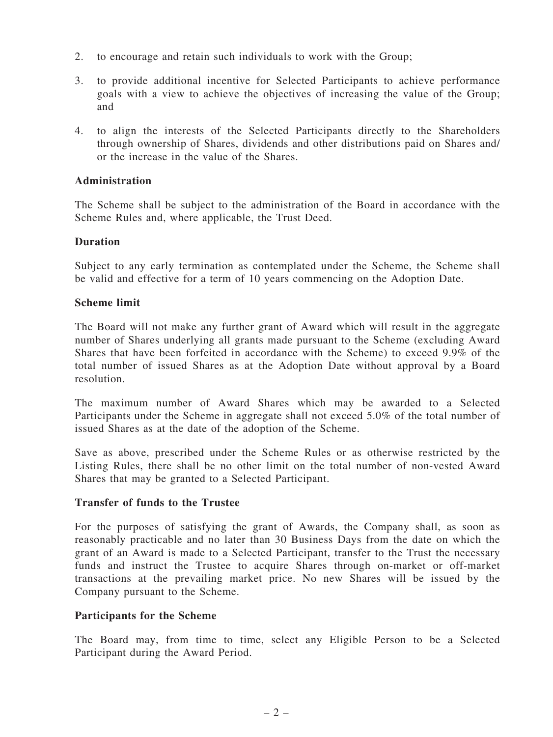2. to encourage and retain such individuals to work with the Group;

3. to provide additional incentive for Selected Participants to achieve performance goals with a view to achieve the objectives of increasing the value of the Group; and

4. to align the interests of the Selected Participants directly to the Shareholders through ownership of Shares, dividends and other distributions paid on Shares and/or the increase in the value of the Shares.

**Administration**

The Scheme shall be subject to the administration of the Board in accordance with the Scheme Rules and, where applicable, the Trust Deed.

**Duration**

Subject to any early termination as contemplated under the Scheme, the Scheme shall be valid and effective for a term of 10 years commencing on the Adoption Date.

**Scheme limit**

The Board will not make any further grant of Award which will result in the aggregate number of Shares underlying all grants made pursuant to the Scheme (excluding Award Shares that have been forfeited in accordance with the Scheme) to exceed 9.9% of the total number of issued Shares as at the Adoption Date without approval by a Board resolution.

The maximum number of Award Shares which may be awarded to a Selected Participants under the Scheme in aggregate shall not exceed 5.0% of the total number of issued Shares as at the date of the adoption of the Scheme.

Save as above, prescribed under the Scheme Rules or as otherwise restricted by the Listing Rules, there shall be no other limit on the total number of non-vested Award Shares that may be granted to a Selected Participant.

**Transfer of funds to the Trustee**

For the purposes of satisfying the grant of Awards, the Company shall, as soon as reasonably practicable and no later than 30 Business Days from the date on which the grant of an Award is made to a Selected Participant, transfer to the Trust the necessary funds and instruct the Trustee to acquire Shares through on-market or off-market transactions at the prevailing market price. No new Shares will be issued by the Company pursuant to the Scheme.

**Participants for the Scheme**

The Board may, from time to time, select any Eligible Person to be a Selected Participant during the Award Period.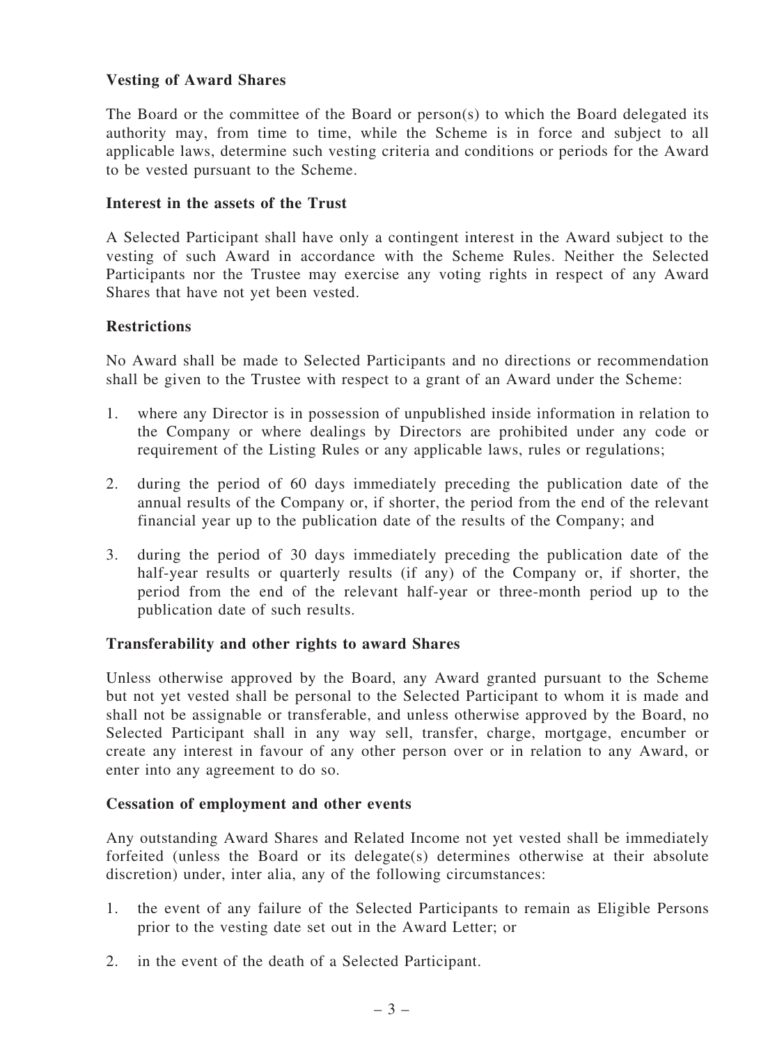**Vesting of Award Shares**

The Board or the committee of the Board or person(s) to which the Board delegated its authority may, from time to time, while the Scheme is in force and subject to all applicable laws, determine such vesting criteria and conditions or periods for the Award to be vested pursuant to the Scheme.

**Interest in the assets of the Trust**

A Selected Participant shall have only a contingent interest in the Award subject to the vesting of such Award in accordance with the Scheme Rules. Neither the Selected Participants nor the Trustee may exercise any voting rights in respect of any Award Shares that have not yet been vested.

**Restrictions**

No Award shall be made to Selected Participants and no directions or recommendation shall be given to the Trustee with respect to a grant of an Award under the Scheme:

1. where any Director is in possession of unpublished inside information in relation to the Company or where dealings by Directors are prohibited under any code or requirement of the Listing Rules or any applicable laws, rules or regulations;

2. during the period of 60 days immediately preceding the publication date of the annual results of the Company or, if shorter, the period from the end of the relevant financial year up to the publication date of the results of the Company; and

3. during the period of 30 days immediately preceding the publication date of the half-year results or quarterly results (if any) of the Company or, if shorter, the period from the end of the relevant half-year or three-month period up to the publication date of such results.

**Transferability and other rights to award Shares**

Unless otherwise approved by the Board, any Award granted pursuant to the Scheme but not yet vested shall be personal to the Selected Participant to whom it is made and shall not be assignable or transferable, and unless otherwise approved by the Board, no Selected Participant shall in any way sell, transfer, charge, mortgage, encumber or create any interest in favour of any other person over or in relation to any Award, or enter into any agreement to do so.

**Cessation of employment and other events**

Any outstanding Award Shares and Related Income not yet vested shall be immediately forfeited (unless the Board or its delegate(s) determines otherwise at their absolute discretion) under, inter alia, any of the following circumstances:

1. the event of any failure of the Selected Participants to remain as Eligible Persons prior to the vesting date set out in the Award Letter; or

2. in the event of the death of a Selected Participant.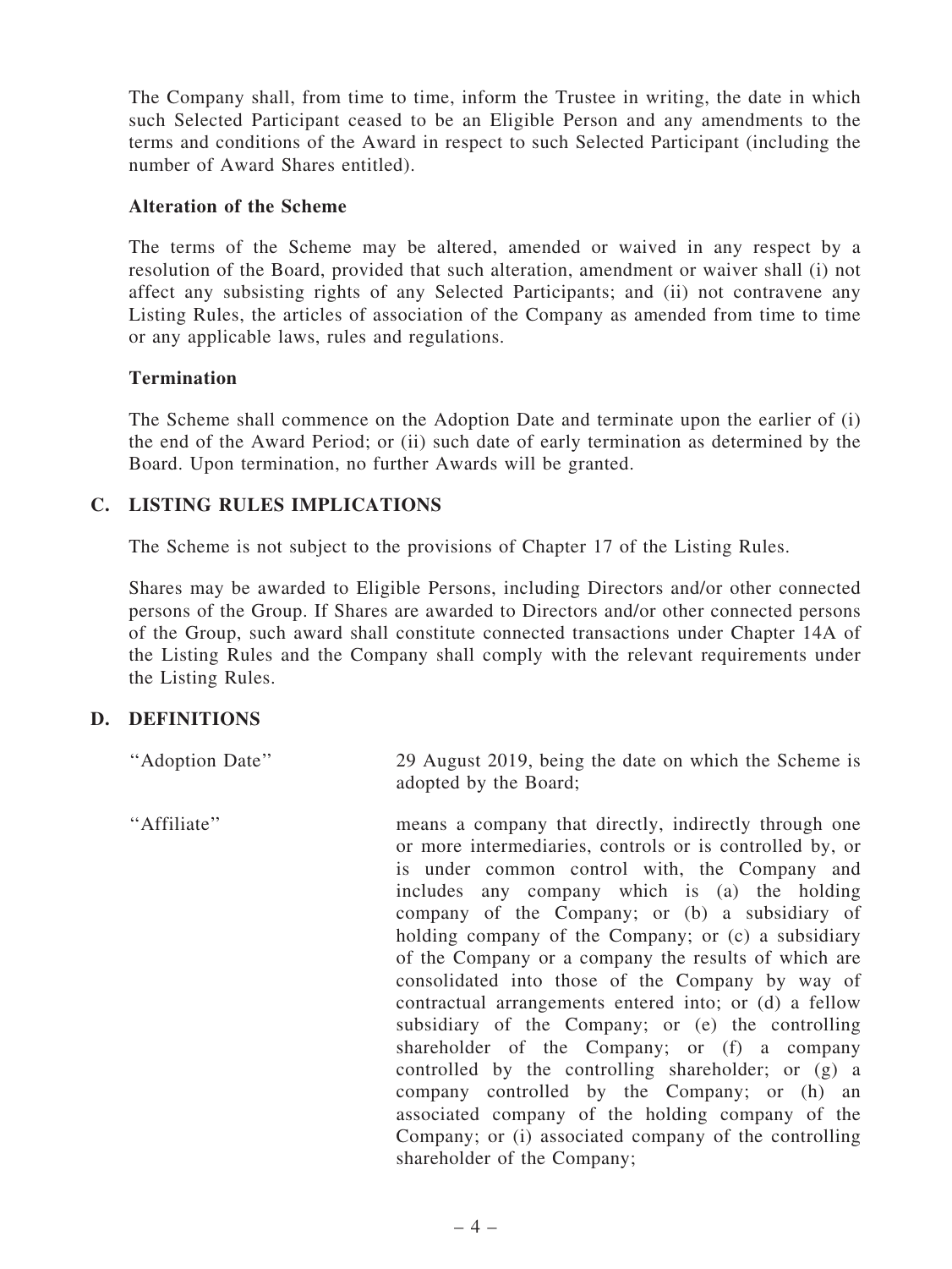The Company shall, from time to time, inform the Trustee in writing, the date in which such Selected Participant ceased to be an Eligible Person and any amendments to the terms and conditions of the Award in respect to such Selected Participant (including the number of Award Shares entitled).

**Alteration of the Scheme**

The terms of the Scheme may be altered, amended or waived in any respect by a resolution of the Board, provided that such alteration, amendment or waiver shall (i) not affect any subsisting rights of any Selected Participants; and (ii) not contravene any Listing Rules, the articles of association of the Company as amended from time to time or any applicable laws, rules and regulations.

**Termination**

The Scheme shall commence on the Adoption Date and terminate upon the earlier of (i) the end of the Award Period; or (ii) such date of early termination as determined by the Board. Upon termination, no further Awards will be granted.

## C. LISTING RULES IMPLICATIONS

The Scheme is not subject to the provisions of Chapter 17 of the Listing Rules.

Shares may be awarded to Eligible Persons, including Directors and/or other connected persons of the Group. If Shares are awarded to Directors and/or other connected persons of the Group, such award shall constitute connected transactions under Chapter 14A of the Listing Rules and the Company shall comply with the relevant requirements under the Listing Rules.

## D. DEFINITIONS

| | |
|---|---|
| "Adoption Date" | 29 August 2019, being the date on which the Scheme is adopted by the Board; |
| "Affiliate" | means a company that directly, indirectly through one or more intermediaries, controls or is controlled by, or is under common control with, the Company and includes any company which is (a) the holding company of the Company; or (b) a subsidiary of holding company of the Company; or (c) a subsidiary of the Company or a company the results of which are consolidated into those of the Company by way of contractual arrangements entered into; or (d) a fellow subsidiary of the Company; or (e) the controlling shareholder of the Company; or (f) a company controlled by the controlling shareholder; or (g) a company controlled by the Company; or (h) an associated company of the holding company of the Company; or (i) associated company of the controlling shareholder of the Company; |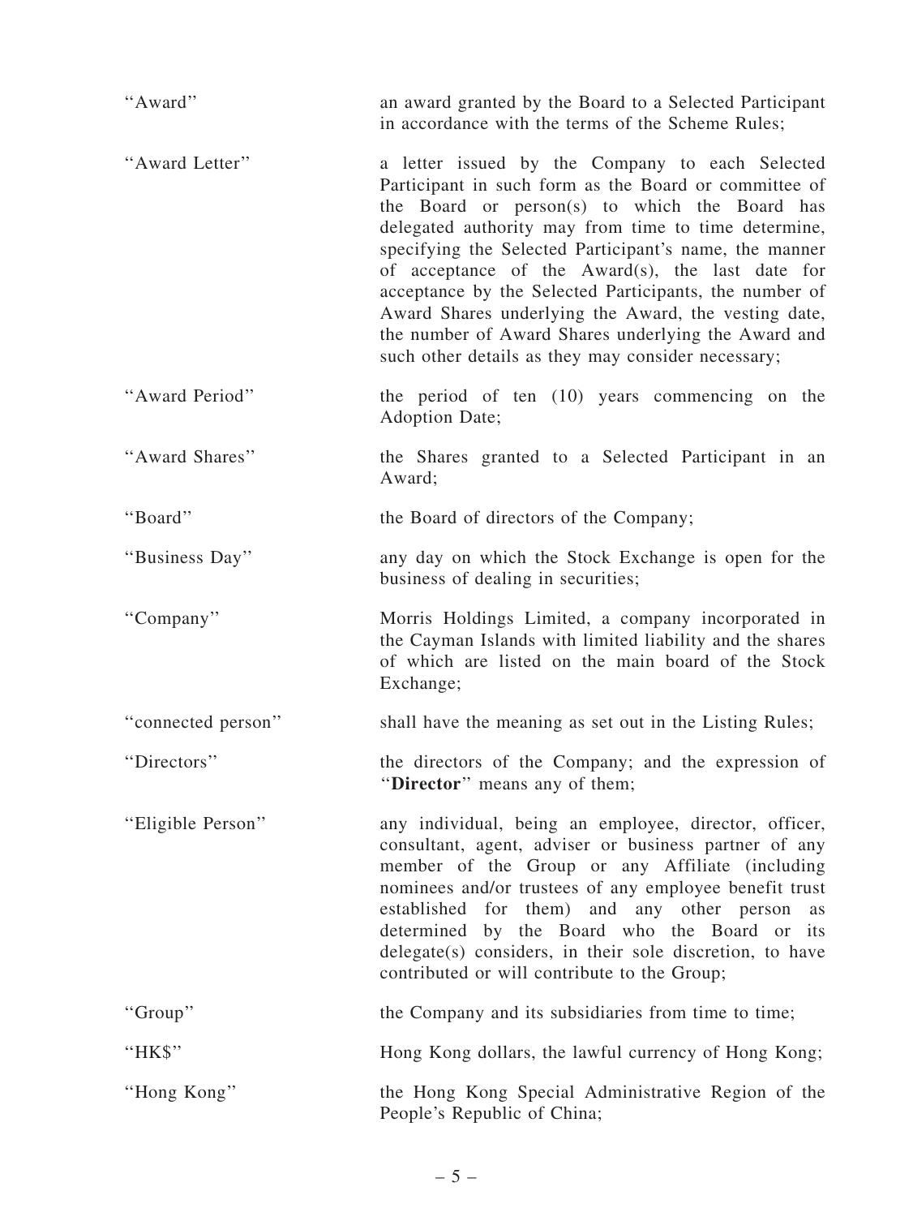| | |
|---|---|
| "Award" | an award granted by the Board to a Selected Participant in accordance with the terms of the Scheme Rules; |
| "Award Letter" | a letter issued by the Company to each Selected Participant in such form as the Board or committee of the Board or person(s) to which the Board has delegated authority may from time to time determine, specifying the Selected Participant's name, the manner of acceptance of the Award(s), the last date for acceptance by the Selected Participants, the number of Award Shares underlying the Award, the vesting date, the number of Award Shares underlying the Award and such other details as they may consider necessary; |
| "Award Period" | the period of ten (10) years commencing on the Adoption Date; |
| "Award Shares" | the Shares granted to a Selected Participant in an Award; |
| "Board" | the Board of directors of the Company; |
| "Business Day" | any day on which the Stock Exchange is open for the business of dealing in securities; |
| "Company" | Morris Holdings Limited, a company incorporated in the Cayman Islands with limited liability and the shares of which are listed on the main board of the Stock Exchange; |
| "connected person" | shall have the meaning as set out in the Listing Rules; |
| "Directors" | the directors of the Company; and the expression of "**Director**" means any of them; |
| "Eligible Person" | any individual, being an employee, director, officer, consultant, agent, adviser or business partner of any member of the Group or any Affiliate (including nominees and/or trustees of any employee benefit trust established for them) and any other person as determined by the Board who the Board or its delegate(s) considers, in their sole discretion, to have contributed or will contribute to the Group; |
| "Group" | the Company and its subsidiaries from time to time; |
| "HK$" | Hong Kong dollars, the lawful currency of Hong Kong; |
| "Hong Kong" | the Hong Kong Special Administrative Region of the People's Republic of China; |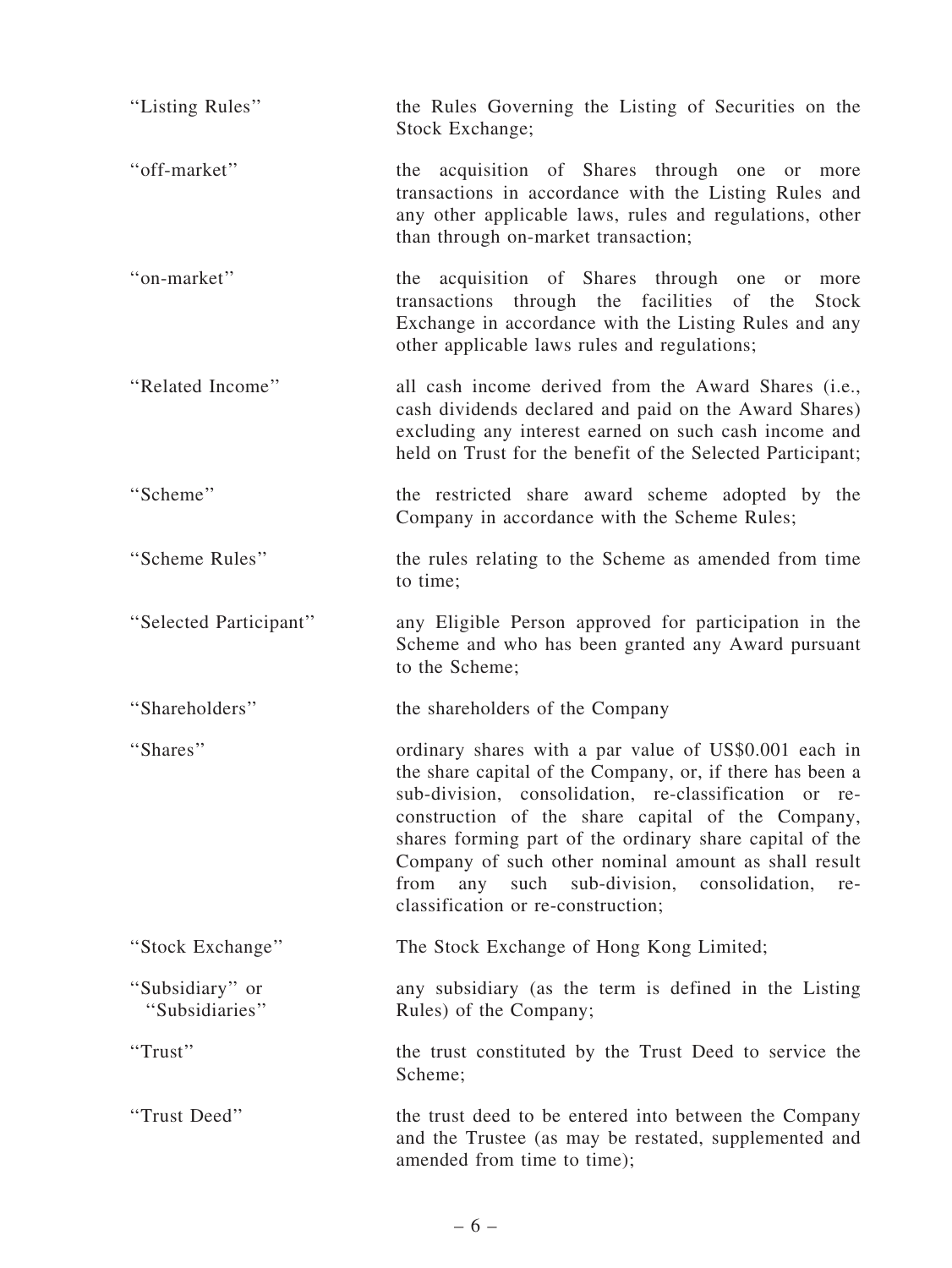| | |
|---|---|
| "Listing Rules" | the Rules Governing the Listing of Securities on the Stock Exchange; |
| "off-market" | the acquisition of Shares through one or more transactions in accordance with the Listing Rules and any other applicable laws, rules and regulations, other than through on-market transaction; |
| "on-market" | the acquisition of Shares through one or more transactions through the facilities of the Stock Exchange in accordance with the Listing Rules and any other applicable laws rules and regulations; |
| "Related Income" | all cash income derived from the Award Shares (i.e., cash dividends declared and paid on the Award Shares) excluding any interest earned on such cash income and held on Trust for the benefit of the Selected Participant; |
| "Scheme" | the restricted share award scheme adopted by the Company in accordance with the Scheme Rules; |
| "Scheme Rules" | the rules relating to the Scheme as amended from time to time; |
| "Selected Participant" | any Eligible Person approved for participation in the Scheme and who has been granted any Award pursuant to the Scheme; |
| "Shareholders" | the shareholders of the Company |
| "Shares" | ordinary shares with a par value of US$0.001 each in the share capital of the Company, or, if there has been a sub-division, consolidation, re-classification or re-construction of the share capital of the Company, shares forming part of the ordinary share capital of the Company of such other nominal amount as shall result from any such sub-division, consolidation, re-classification or re-construction; |
| "Stock Exchange" | The Stock Exchange of Hong Kong Limited; |
| "Subsidiary" or "Subsidiaries" | any subsidiary (as the term is defined in the Listing Rules) of the Company; |
| "Trust" | the trust constituted by the Trust Deed to service the Scheme; |
| "Trust Deed" | the trust deed to be entered into between the Company and the Trustee (as may be restated, supplemented and amended from time to time); |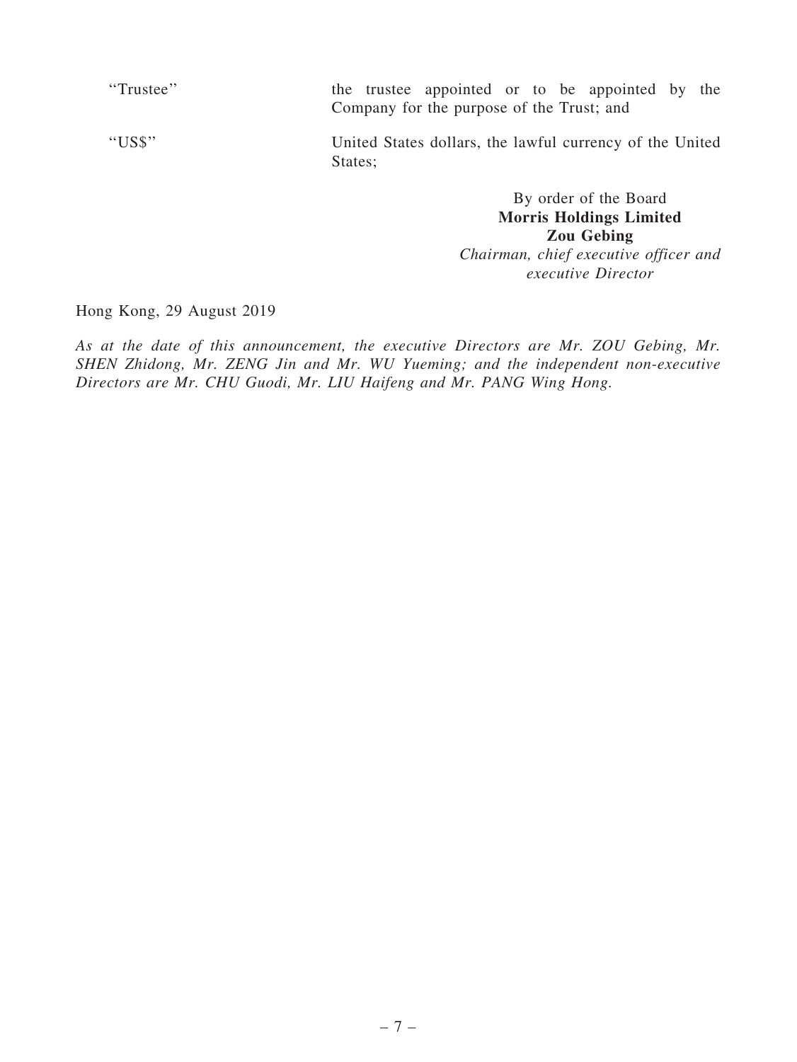| | |
|---|---|
| "Trustee" | the trustee appointed or to be appointed by the Company for the purpose of the Trust; and |
| "US$" | United States dollars, the lawful currency of the United States; |

By order of the Board
**Morris Holdings Limited**
**Zou Gebing**
*Chairman, chief executive officer and executive Director*

Hong Kong, 29 August 2019

*As at the date of this announcement, the executive Directors are Mr. ZOU Gebing, Mr. SHEN Zhidong, Mr. ZENG Jin and Mr. WU Yueming; and the independent non-executive Directors are Mr. CHU Guodi, Mr. LIU Haifeng and Mr. PANG Wing Hong.*